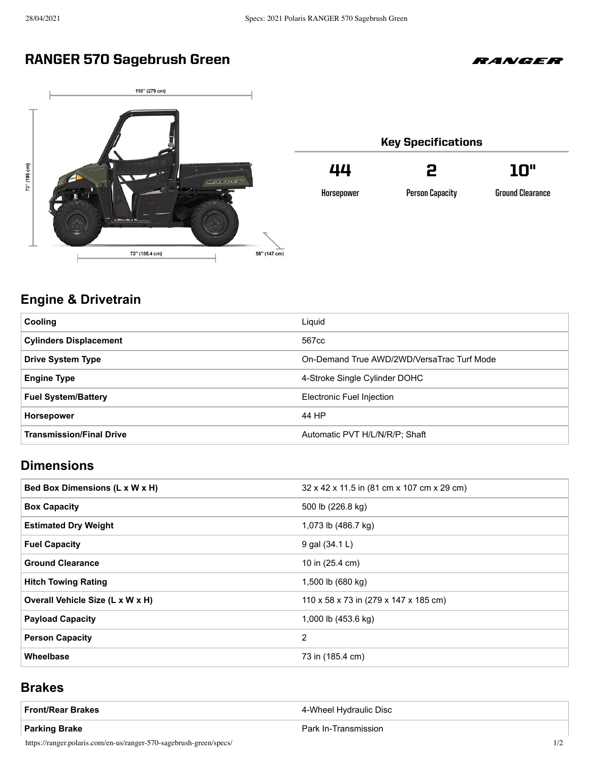# RANGER 570 Sagebrush Green

## Key Specifications

| 44 | 2 | 10" |
|---|---|---|
| Horsepower | Person Capacity | Ground Clearance |

## Engine & Drivetrain

| | |
|---|---|
| **Cooling** | Liquid |
| **Cylinders Displacement** | 567cc |
| **Drive System Type** | On-Demand True AWD/2WD/VersaTrac Turf Mode |
| **Engine Type** | 4-Stroke Single Cylinder DOHC |
| **Fuel System/Battery** | Electronic Fuel Injection |
| **Horsepower** | 44 HP |
| **Transmission/Final Drive** | Automatic PVT H/L/N/R/P; Shaft |

## Dimensions

| | |
|---|---|
| **Bed Box Dimensions (L x W x H)** | 32 x 42 x 11.5 in (81 cm x 107 cm x 29 cm) |
| **Box Capacity** | 500 lb (226.8 kg) |
| **Estimated Dry Weight** | 1,073 lb (486.7 kg) |
| **Fuel Capacity** | 9 gal (34.1 L) |
| **Ground Clearance** | 10 in (25.4 cm) |
| **Hitch Towing Rating** | 1,500 lb (680 kg) |
| **Overall Vehicle Size (L x W x H)** | 110 x 58 x 73 in (279 x 147 x 185 cm) |
| **Payload Capacity** | 1,000 lb (453.6 kg) |
| **Person Capacity** | 2 |
| **Wheelbase** | 73 in (185.4 cm) |

## Brakes

| | |
|---|---|
| **Front/Rear Brakes** | 4-Wheel Hydraulic Disc |
| **Parking Brake** | Park In-Transmission |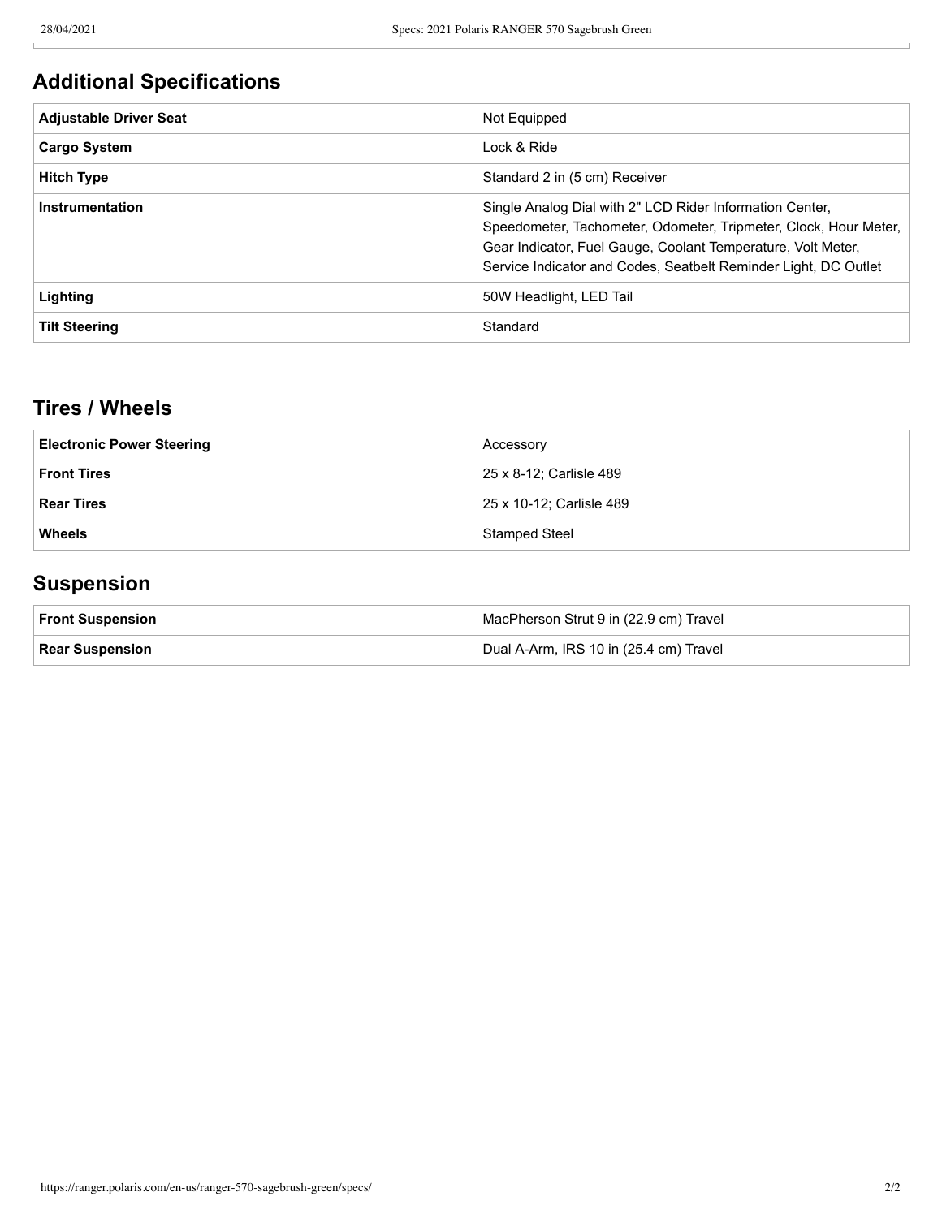## Additional Specifications

| | |
|---|---|
| **Adjustable Driver Seat** | Not Equipped |
| **Cargo System** | Lock & Ride |
| **Hitch Type** | Standard 2 in (5 cm) Receiver |
| **Instrumentation** | Single Analog Dial with 2" LCD Rider Information Center, Speedometer, Tachometer, Odometer, Tripmeter, Clock, Hour Meter, Gear Indicator, Fuel Gauge, Coolant Temperature, Volt Meter, Service Indicator and Codes, Seatbelt Reminder Light, DC Outlet |
| **Lighting** | 50W Headlight, LED Tail |
| **Tilt Steering** | Standard |

## Tires / Wheels

| | |
|---|---|
| **Electronic Power Steering** | Accessory |
| **Front Tires** | 25 x 8-12; Carlisle 489 |
| **Rear Tires** | 25 x 10-12; Carlisle 489 |
| **Wheels** | Stamped Steel |

## Suspension

| | |
|---|---|
| **Front Suspension** | MacPherson Strut 9 in (22.9 cm) Travel |
| **Rear Suspension** | Dual A-Arm, IRS 10 in (25.4 cm) Travel |